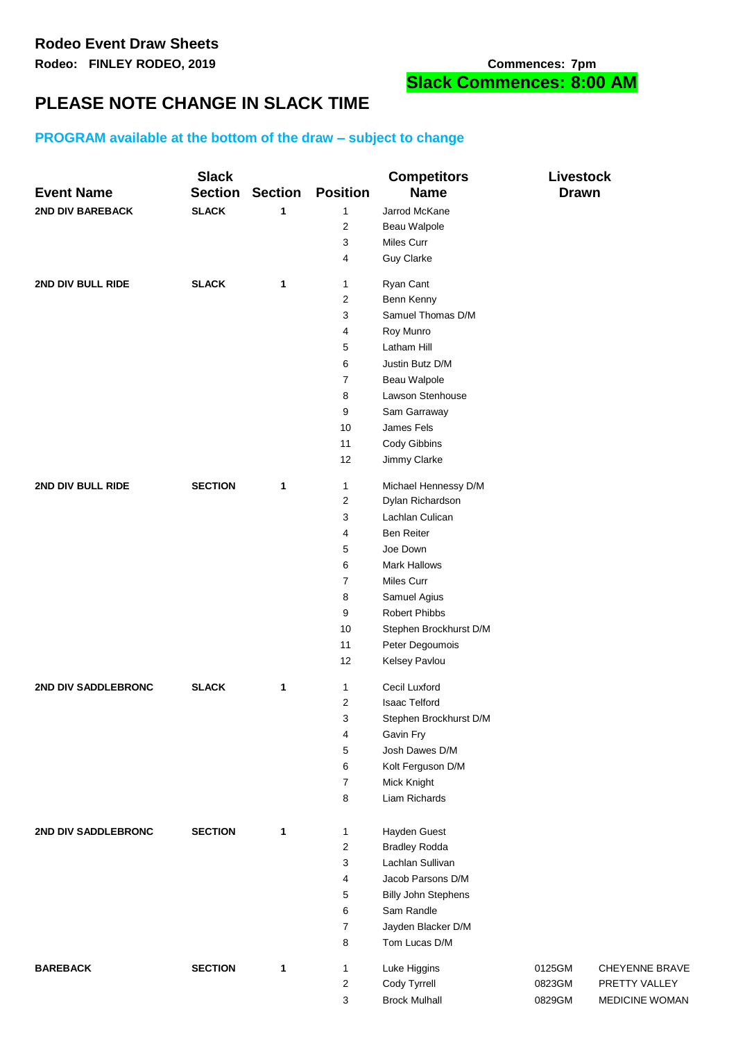# Rodeo Event Draw Sheets

**Rodeo: FINLEY RODEO, 2019**

**Commences: 7pm**

**Slack Commences: 8:00 AM**

## PLEASE NOTE CHANGE IN SLACK TIME

### PROGRAM available at the bottom of the draw – subject to change

| Event Name | Slack Section | Section | Position | Competitors Name | Livestock Drawn | |
|---|---|---|---|---|---|---|
| **2ND DIV BAREBACK** | **SLACK** | **1** | 1 | Jarrod McKane | | |
| | | | 2 | Beau Walpole | | |
| | | | 3 | Miles Curr | | |
| | | | 4 | Guy Clarke | | |
| **2ND DIV BULL RIDE** | **SLACK** | **1** | 1 | Ryan Cant | | |
| | | | 2 | Benn Kenny | | |
| | | | 3 | Samuel Thomas D/M | | |
| | | | 4 | Roy Munro | | |
| | | | 5 | Latham Hill | | |
| | | | 6 | Justin Butz D/M | | |
| | | | 7 | Beau Walpole | | |
| | | | 8 | Lawson Stenhouse | | |
| | | | 9 | Sam Garraway | | |
| | | | 10 | James Fels | | |
| | | | 11 | Cody Gibbins | | |
| | | | 12 | Jimmy Clarke | | |
| **2ND DIV BULL RIDE** | **SECTION** | **1** | 1 | Michael Hennessy D/M | | |
| | | | 2 | Dylan Richardson | | |
| | | | 3 | Lachlan Culican | | |
| | | | 4 | Ben Reiter | | |
| | | | 5 | Joe Down | | |
| | | | 6 | Mark Hallows | | |
| | | | 7 | Miles Curr | | |
| | | | 8 | Samuel Agius | | |
| | | | 9 | Robert Phibbs | | |
| | | | 10 | Stephen Brockhurst D/M | | |
| | | | 11 | Peter Degoumois | | |
| | | | 12 | Kelsey Pavlou | | |
| **2ND DIV SADDLEBRONC** | **SLACK** | **1** | 1 | Cecil Luxford | | |
| | | | 2 | Isaac Telford | | |
| | | | 3 | Stephen Brockhurst D/M | | |
| | | | 4 | Gavin Fry | | |
| | | | 5 | Josh Dawes D/M | | |
| | | | 6 | Kolt Ferguson D/M | | |
| | | | 7 | Mick Knight | | |
| | | | 8 | Liam Richards | | |
| **2ND DIV SADDLEBRONC** | **SECTION** | **1** | 1 | Hayden Guest | | |
| | | | 2 | Bradley Rodda | | |
| | | | 3 | Lachlan Sullivan | | |
| | | | 4 | Jacob Parsons D/M | | |
| | | | 5 | Billy John Stephens | | |
| | | | 6 | Sam Randle | | |
| | | | 7 | Jayden Blacker D/M | | |
| | | | 8 | Tom Lucas D/M | | |
| **BAREBACK** | **SECTION** | **1** | 1 | Luke Higgins | 0125GM | CHEYENNE BRAVE |
| | | | 2 | Cody Tyrrell | 0823GM | PRETTY VALLEY |
| | | | 3 | Brock Mulhall | 0829GM | MEDICINE WOMAN |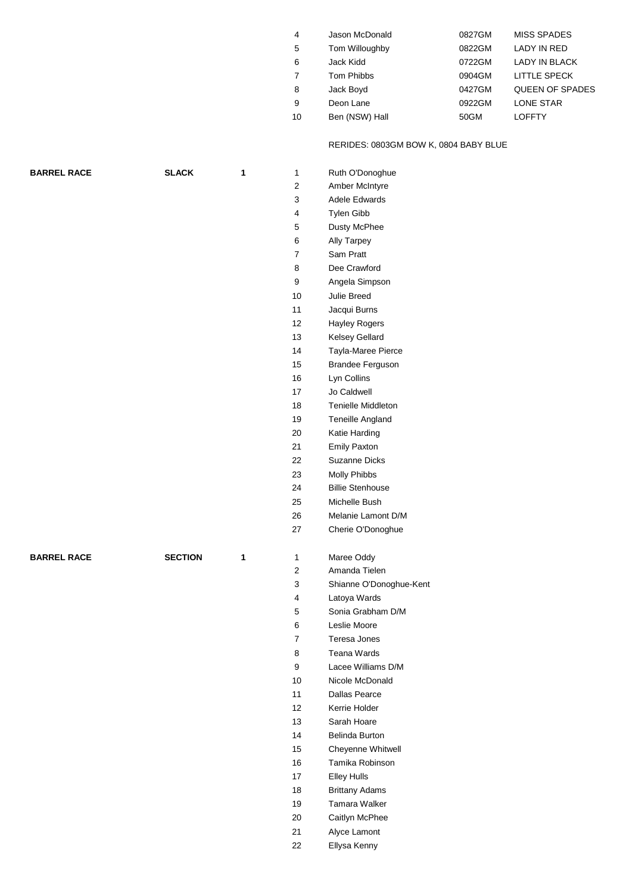| Event | Type | Section | No. | Name | Code | Horse |
|---|---|---|---|---|---|---|
| | | | 4 | Jason McDonald | 0827GM | MISS SPADES |
| | | | 5 | Tom Willoughby | 0822GM | LADY IN RED |
| | | | 6 | Jack Kidd | 0722GM | LADY IN BLACK |
| | | | 7 | Tom Phibbs | 0904GM | LITTLE SPECK |
| | | | 8 | Jack Boyd | 0427GM | QUEEN OF SPADES |
| | | | 9 | Deon Lane | 0922GM | LONE STAR |
| | | | 10 | Ben (NSW) Hall | 50GM | LOFFTY |

RERIDES: 0803GM BOW K, 0804 BABY BLUE

| Event | Type | Section | No. | Name |
|---|---|---|---|---|
| **BARREL RACE** | **SLACK** | **1** | 1 | Ruth O'Donoghue |
| | | | 2 | Amber McIntyre |
| | | | 3 | Adele Edwards |
| | | | 4 | Tylen Gibb |
| | | | 5 | Dusty McPhee |
| | | | 6 | Ally Tarpey |
| | | | 7 | Sam Pratt |
| | | | 8 | Dee Crawford |
| | | | 9 | Angela Simpson |
| | | | 10 | Julie Breed |
| | | | 11 | Jacqui Burns |
| | | | 12 | Hayley Rogers |
| | | | 13 | Kelsey Gellard |
| | | | 14 | Tayla-Maree Pierce |
| | | | 15 | Brandee Ferguson |
| | | | 16 | Lyn Collins |
| | | | 17 | Jo Caldwell |
| | | | 18 | Tenielle Middleton |
| | | | 19 | Teneille Angland |
| | | | 20 | Katie Harding |
| | | | 21 | Emily Paxton |
| | | | 22 | Suzanne Dicks |
| | | | 23 | Molly Phibbs |
| | | | 24 | Billie Stenhouse |
| | | | 25 | Michelle Bush |
| | | | 26 | Melanie Lamont D/M |
| | | | 27 | Cherie O'Donoghue |

| Event | Type | Section | No. | Name |
|---|---|---|---|---|
| **BARREL RACE** | **SECTION** | **1** | 1 | Maree Oddy |
| | | | 2 | Amanda Tielen |
| | | | 3 | Shianne O'Donoghue-Kent |
| | | | 4 | Latoya Wards |
| | | | 5 | Sonia Grabham D/M |
| | | | 6 | Leslie Moore |
| | | | 7 | Teresa Jones |
| | | | 8 | Teana Wards |
| | | | 9 | Lacee Williams D/M |
| | | | 10 | Nicole McDonald |
| | | | 11 | Dallas Pearce |
| | | | 12 | Kerrie Holder |
| | | | 13 | Sarah Hoare |
| | | | 14 | Belinda Burton |
| | | | 15 | Cheyenne Whitwell |
| | | | 16 | Tamika Robinson |
| | | | 17 | Elley Hulls |
| | | | 18 | Brittany Adams |
| | | | 19 | Tamara Walker |
| | | | 20 | Caitlyn McPhee |
| | | | 21 | Alyce Lamont |
| | | | 22 | Ellysa Kenny |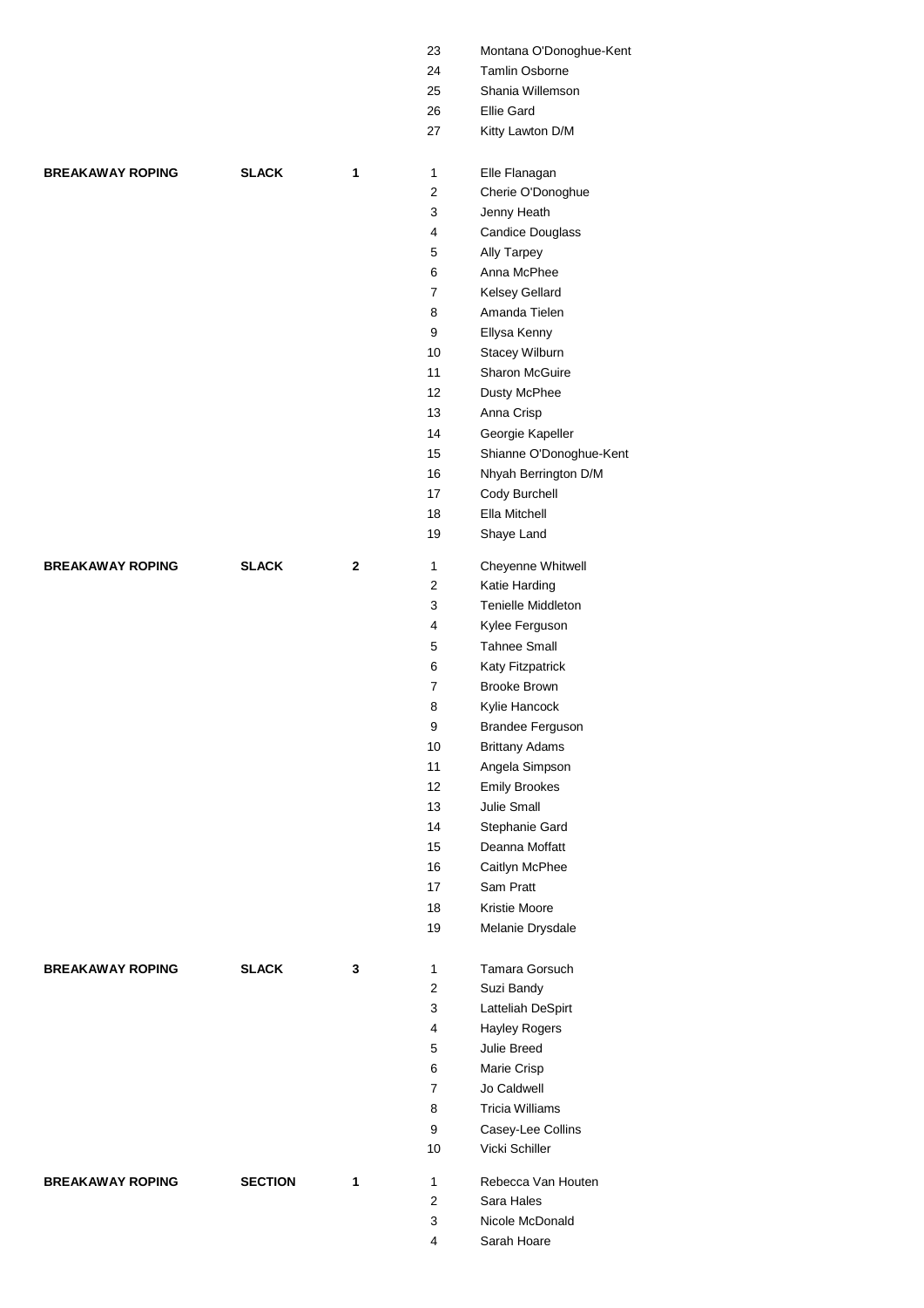| | | | | |
|---|---|---|---|---|
| | | | 23 | Montana O'Donoghue-Kent |
| | | | 24 | Tamlin Osborne |
| | | | 25 | Shania Willemson |
| | | | 26 | Ellie Gard |
| | | | 27 | Kitty Lawton D/M |
| **BREAKAWAY ROPING** | **SLACK** | **1** | 1 | Elle Flanagan |
| | | | 2 | Cherie O'Donoghue |
| | | | 3 | Jenny Heath |
| | | | 4 | Candice Douglass |
| | | | 5 | Ally Tarpey |
| | | | 6 | Anna McPhee |
| | | | 7 | Kelsey Gellard |
| | | | 8 | Amanda Tielen |
| | | | 9 | Ellysa Kenny |
| | | | 10 | Stacey Wilburn |
| | | | 11 | Sharon McGuire |
| | | | 12 | Dusty McPhee |
| | | | 13 | Anna Crisp |
| | | | 14 | Georgie Kapeller |
| | | | 15 | Shianne O'Donoghue-Kent |
| | | | 16 | Nhyah Berrington D/M |
| | | | 17 | Cody Burchell |
| | | | 18 | Ella Mitchell |
| | | | 19 | Shaye Land |
| **BREAKAWAY ROPING** | **SLACK** | **2** | 1 | Cheyenne Whitwell |
| | | | 2 | Katie Harding |
| | | | 3 | Tenielle Middleton |
| | | | 4 | Kylee Ferguson |
| | | | 5 | Tahnee Small |
| | | | 6 | Katy Fitzpatrick |
| | | | 7 | Brooke Brown |
| | | | 8 | Kylie Hancock |
| | | | 9 | Brandee Ferguson |
| | | | 10 | Brittany Adams |
| | | | 11 | Angela Simpson |
| | | | 12 | Emily Brookes |
| | | | 13 | Julie Small |
| | | | 14 | Stephanie Gard |
| | | | 15 | Deanna Moffatt |
| | | | 16 | Caitlyn McPhee |
| | | | 17 | Sam Pratt |
| | | | 18 | Kristie Moore |
| | | | 19 | Melanie Drysdale |
| **BREAKAWAY ROPING** | **SLACK** | **3** | 1 | Tamara Gorsuch |
| | | | 2 | Suzi Bandy |
| | | | 3 | Latteliah DeSpirt |
| | | | 4 | Hayley Rogers |
| | | | 5 | Julie Breed |
| | | | 6 | Marie Crisp |
| | | | 7 | Jo Caldwell |
| | | | 8 | Tricia Williams |
| | | | 9 | Casey-Lee Collins |
| | | | 10 | Vicki Schiller |
| **BREAKAWAY ROPING** | **SECTION** | **1** | 1 | Rebecca Van Houten |
| | | | 2 | Sara Hales |
| | | | 3 | Nicole McDonald |
| | | | 4 | Sarah Hoare |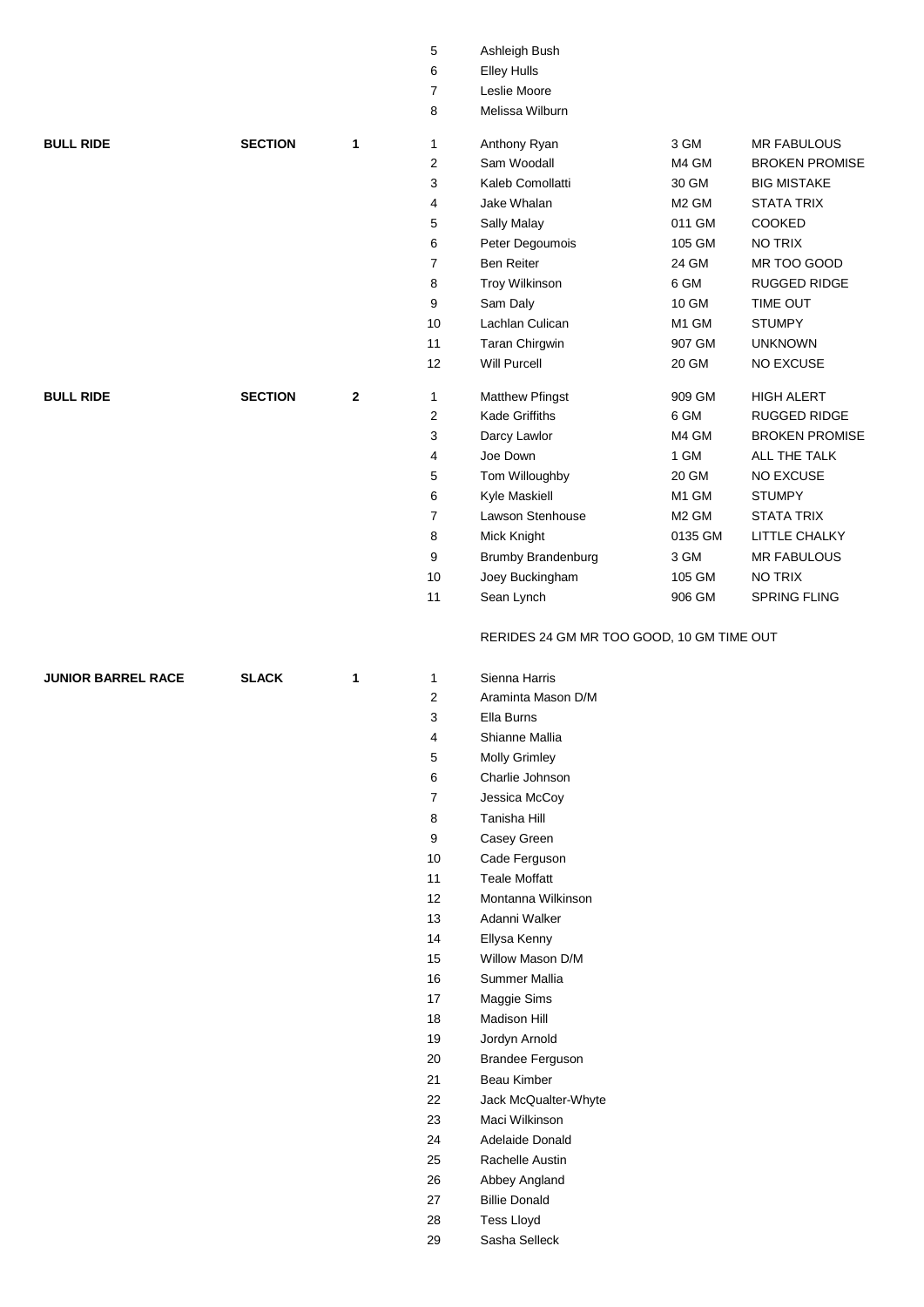| Event | Type | No. | Order | Name | Bull No. | Bull Name |
|---|---|---|---|---|---|---|
| | | | 5 | Ashleigh Bush | | |
| | | | 6 | Elley Hulls | | |
| | | | 7 | Leslie Moore | | |
| | | | 8 | Melissa Wilburn | | |
| **BULL RIDE** | **SECTION** | **1** | 1 | Anthony Ryan | 3 GM | MR FABULOUS |
| | | | 2 | Sam Woodall | M4 GM | BROKEN PROMISE |
| | | | 3 | Kaleb Comollatti | 30 GM | BIG MISTAKE |
| | | | 4 | Jake Whalan | M2 GM | STATA TRIX |
| | | | 5 | Sally Malay | 011 GM | COOKED |
| | | | 6 | Peter Degoumois | 105 GM | NO TRIX |
| | | | 7 | Ben Reiter | 24 GM | MR TOO GOOD |
| | | | 8 | Troy Wilkinson | 6 GM | RUGGED RIDGE |
| | | | 9 | Sam Daly | 10 GM | TIME OUT |
| | | | 10 | Lachlan Culican | M1 GM | STUMPY |
| | | | 11 | Taran Chirgwin | 907 GM | UNKNOWN |
| | | | 12 | Will Purcell | 20 GM | NO EXCUSE |
| **BULL RIDE** | **SECTION** | **2** | 1 | Matthew Pfingst | 909 GM | HIGH ALERT |
| | | | 2 | Kade Griffiths | 6 GM | RUGGED RIDGE |
| | | | 3 | Darcy Lawlor | M4 GM | BROKEN PROMISE |
| | | | 4 | Joe Down | 1 GM | ALL THE TALK |
| | | | 5 | Tom Willoughby | 20 GM | NO EXCUSE |
| | | | 6 | Kyle Maskiell | M1 GM | STUMPY |
| | | | 7 | Lawson Stenhouse | M2 GM | STATA TRIX |
| | | | 8 | Mick Knight | 0135 GM | LITTLE CHALKY |
| | | | 9 | Brumby Brandenburg | 3 GM | MR FABULOUS |
| | | | 10 | Joey Buckingham | 105 GM | NO TRIX |
| | | | 11 | Sean Lynch | 906 GM | SPRING FLING |

RERIDES 24 GM MR TOO GOOD, 10 GM TIME OUT

| Event | Type | No. | Order | Name |
|---|---|---|---|---|
| **JUNIOR BARREL RACE** | **SLACK** | **1** | 1 | Sienna Harris |
| | | | 2 | Araminta Mason D/M |
| | | | 3 | Ella Burns |
| | | | 4 | Shianne Mallia |
| | | | 5 | Molly Grimley |
| | | | 6 | Charlie Johnson |
| | | | 7 | Jessica McCoy |
| | | | 8 | Tanisha Hill |
| | | | 9 | Casey Green |
| | | | 10 | Cade Ferguson |
| | | | 11 | Teale Moffatt |
| | | | 12 | Montanna Wilkinson |
| | | | 13 | Adanni Walker |
| | | | 14 | Ellysa Kenny |
| | | | 15 | Willow Mason D/M |
| | | | 16 | Summer Mallia |
| | | | 17 | Maggie Sims |
| | | | 18 | Madison Hill |
| | | | 19 | Jordyn Arnold |
| | | | 20 | Brandee Ferguson |
| | | | 21 | Beau Kimber |
| | | | 22 | Jack McQualter-Whyte |
| | | | 23 | Maci Wilkinson |
| | | | 24 | Adelaide Donald |
| | | | 25 | Rachelle Austin |
| | | | 26 | Abbey Angland |
| | | | 27 | Billie Donald |
| | | | 28 | Tess Lloyd |
| | | | 29 | Sasha Selleck |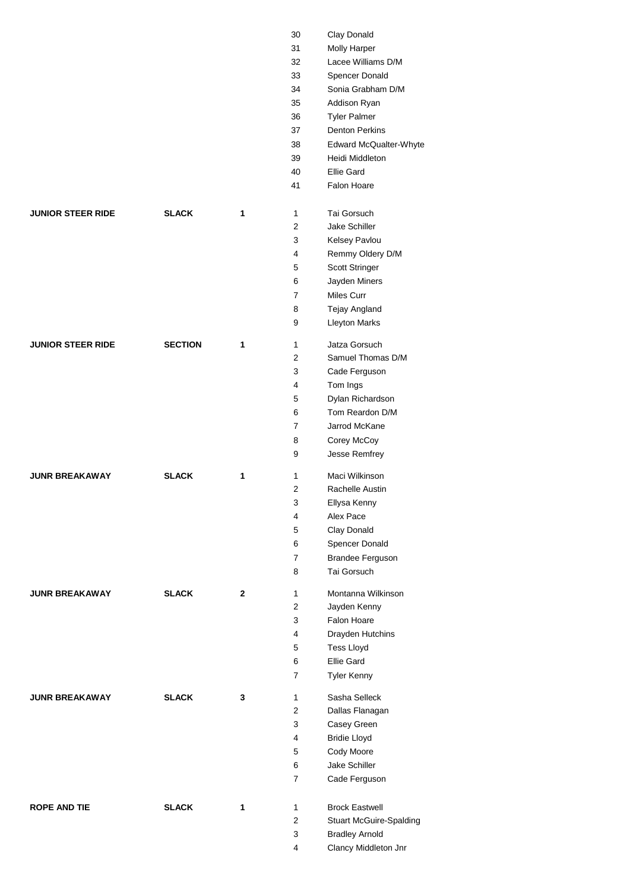| Event | Type | Go | No. | Name |
|---|---|---|---|---|
| | | | 30 | Clay Donald |
| | | | 31 | Molly Harper |
| | | | 32 | Lacee Williams D/M |
| | | | 33 | Spencer Donald |
| | | | 34 | Sonia Grabham D/M |
| | | | 35 | Addison Ryan |
| | | | 36 | Tyler Palmer |
| | | | 37 | Denton Perkins |
| | | | 38 | Edward McQualter-Whyte |
| | | | 39 | Heidi Middleton |
| | | | 40 | Ellie Gard |
| | | | 41 | Falon Hoare |
| **JUNIOR STEER RIDE** | **SLACK** | **1** | 1 | Tai Gorsuch |
| | | | 2 | Jake Schiller |
| | | | 3 | Kelsey Pavlou |
| | | | 4 | Remmy Oldery D/M |
| | | | 5 | Scott Stringer |
| | | | 6 | Jayden Miners |
| | | | 7 | Miles Curr |
| | | | 8 | Tejay Angland |
| | | | 9 | Lleyton Marks |
| **JUNIOR STEER RIDE** | **SECTION** | **1** | 1 | Jatza Gorsuch |
| | | | 2 | Samuel Thomas D/M |
| | | | 3 | Cade Ferguson |
| | | | 4 | Tom Ings |
| | | | 5 | Dylan Richardson |
| | | | 6 | Tom Reardon D/M |
| | | | 7 | Jarrod McKane |
| | | | 8 | Corey McCoy |
| | | | 9 | Jesse Remfrey |
| **JUNR BREAKAWAY** | **SLACK** | **1** | 1 | Maci Wilkinson |
| | | | 2 | Rachelle Austin |
| | | | 3 | Ellysa Kenny |
| | | | 4 | Alex Pace |
| | | | 5 | Clay Donald |
| | | | 6 | Spencer Donald |
| | | | 7 | Brandee Ferguson |
| | | | 8 | Tai Gorsuch |
| **JUNR BREAKAWAY** | **SLACK** | **2** | 1 | Montanna Wilkinson |
| | | | 2 | Jayden Kenny |
| | | | 3 | Falon Hoare |
| | | | 4 | Drayden Hutchins |
| | | | 5 | Tess Lloyd |
| | | | 6 | Ellie Gard |
| | | | 7 | Tyler Kenny |
| **JUNR BREAKAWAY** | **SLACK** | **3** | 1 | Sasha Selleck |
| | | | 2 | Dallas Flanagan |
| | | | 3 | Casey Green |
| | | | 4 | Bridie Lloyd |
| | | | 5 | Cody Moore |
| | | | 6 | Jake Schiller |
| | | | 7 | Cade Ferguson |
| **ROPE AND TIE** | **SLACK** | **1** | 1 | Brock Eastwell |
| | | | 2 | Stuart McGuire-Spalding |
| | | | 3 | Bradley Arnold |
| | | | 4 | Clancy Middleton Jnr |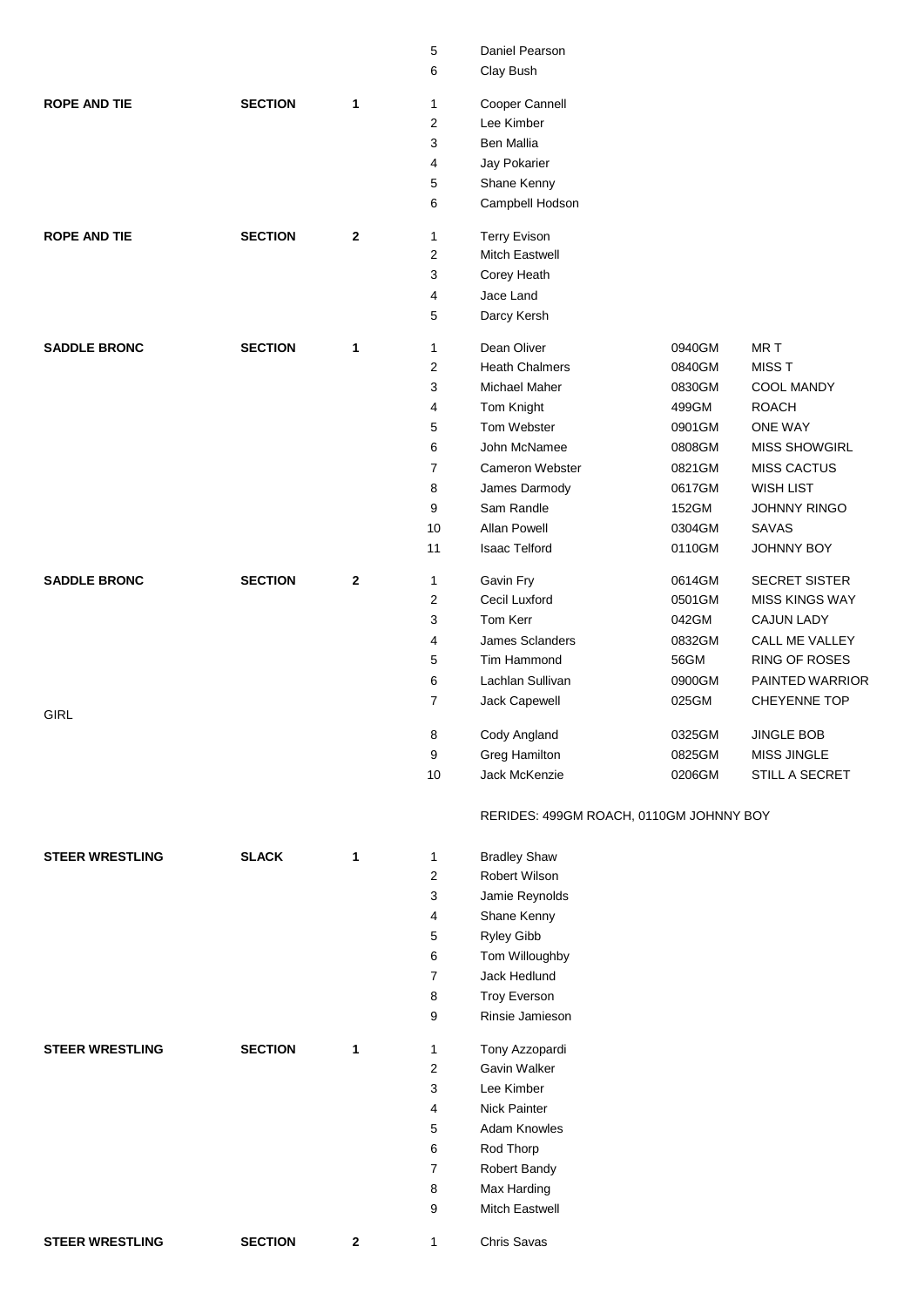| Event | Type | No. | Pos | Name | Number | Horse |
|---|---|---|---|---|---|---|
| | | | 5 | Daniel Pearson | | |
| | | | 6 | Clay Bush | | |
| **ROPE AND TIE** | **SECTION** | **1** | 1 | Cooper Cannell | | |
| | | | 2 | Lee Kimber | | |
| | | | 3 | Ben Mallia | | |
| | | | 4 | Jay Pokarier | | |
| | | | 5 | Shane Kenny | | |
| | | | 6 | Campbell Hodson | | |
| **ROPE AND TIE** | **SECTION** | **2** | 1 | Terry Evison | | |
| | | | 2 | Mitch Eastwell | | |
| | | | 3 | Corey Heath | | |
| | | | 4 | Jace Land | | |
| | | | 5 | Darcy Kersh | | |
| **SADDLE BRONC** | **SECTION** | **1** | 1 | Dean Oliver | 0940GM | MR T |
| | | | 2 | Heath Chalmers | 0840GM | MISS T |
| | | | 3 | Michael Maher | 0830GM | COOL MANDY |
| | | | 4 | Tom Knight | 499GM | ROACH |
| | | | 5 | Tom Webster | 0901GM | ONE WAY |
| | | | 6 | John McNamee | 0808GM | MISS SHOWGIRL |
| | | | 7 | Cameron Webster | 0821GM | MISS CACTUS |
| | | | 8 | James Darmody | 0617GM | WISH LIST |
| | | | 9 | Sam Randle | 152GM | JOHNNY RINGO |
| | | | 10 | Allan Powell | 0304GM | SAVAS |
| | | | 11 | Isaac Telford | 0110GM | JOHNNY BOY |
| **SADDLE BRONC** | **SECTION** | **2** | 1 | Gavin Fry | 0614GM | SECRET SISTER |
| | | | 2 | Cecil Luxford | 0501GM | MISS KINGS WAY |
| | | | 3 | Tom Kerr | 042GM | CAJUN LADY |
| | | | 4 | James Sclanders | 0832GM | CALL ME VALLEY |
| | | | 5 | Tim Hammond | 56GM | RING OF ROSES |
| | | | 6 | Lachlan Sullivan | 0900GM | PAINTED WARRIOR |
| | | | 7 | Jack Capewell | 025GM | CHEYENNE TOP |
| GIRL | | | | | | |
| | | | 8 | Cody Angland | 0325GM | JINGLE BOB |
| | | | 9 | Greg Hamilton | 0825GM | MISS JINGLE |
| | | | 10 | Jack McKenzie | 0206GM | STILL A SECRET |

RERIDES: 499GM ROACH, 0110GM JOHNNY BOY

| Event | Type | No. | Pos | Name |
|---|---|---|---|---|
| **STEER WRESTLING** | **SLACK** | **1** | 1 | Bradley Shaw |
| | | | 2 | Robert Wilson |
| | | | 3 | Jamie Reynolds |
| | | | 4 | Shane Kenny |
| | | | 5 | Ryley Gibb |
| | | | 6 | Tom Willoughby |
| | | | 7 | Jack Hedlund |
| | | | 8 | Troy Everson |
| | | | 9 | Rinsie Jamieson |
| **STEER WRESTLING** | **SECTION** | **1** | 1 | Tony Azzopardi |
| | | | 2 | Gavin Walker |
| | | | 3 | Lee Kimber |
| | | | 4 | Nick Painter |
| | | | 5 | Adam Knowles |
| | | | 6 | Rod Thorp |
| | | | 7 | Robert Bandy |
| | | | 8 | Max Harding |
| | | | 9 | Mitch Eastwell |
| **STEER WRESTLING** | **SECTION** | **2** | 1 | Chris Savas |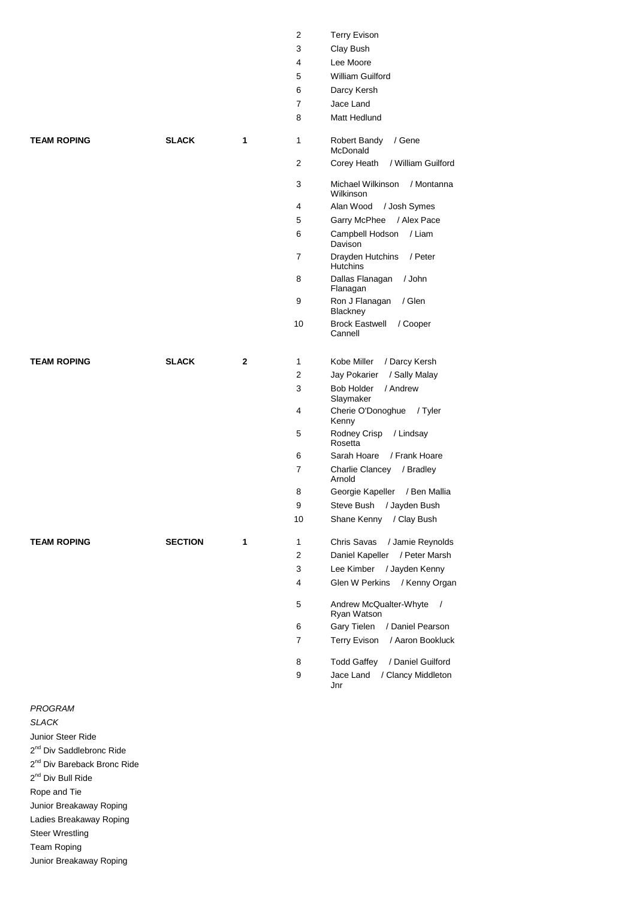| | | | | |
|---|---|---|---|---|
| | | | 2 | Terry Evison |
| | | | 3 | Clay Bush |
| | | | 4 | Lee Moore |
| | | | 5 | William Guilford |
| | | | 6 | Darcy Kersh |
| | | | 7 | Jace Land |
| | | | 8 | Matt Hedlund |
| **TEAM ROPING** | **SLACK** | **1** | 1 | Robert Bandy / Gene McDonald |
| | | | 2 | Corey Heath / William Guilford |
| | | | 3 | Michael Wilkinson / Montanna Wilkinson |
| | | | 4 | Alan Wood / Josh Symes |
| | | | 5 | Garry McPhee / Alex Pace |
| | | | 6 | Campbell Hodson / Liam Davison |
| | | | 7 | Drayden Hutchins / Peter Hutchins |
| | | | 8 | Dallas Flanagan / John Flanagan |
| | | | 9 | Ron J Flanagan / Glen Blackney |
| | | | 10 | Brock Eastwell / Cooper Cannell |
| **TEAM ROPING** | **SLACK** | **2** | 1 | Kobe Miller / Darcy Kersh |
| | | | 2 | Jay Pokarier / Sally Malay |
| | | | 3 | Bob Holder / Andrew Slaymaker |
| | | | 4 | Cherie O'Donoghue / Tyler Kenny |
| | | | 5 | Rodney Crisp / Lindsay Rosetta |
| | | | 6 | Sarah Hoare / Frank Hoare |
| | | | 7 | Charlie Clancey / Bradley Arnold |
| | | | 8 | Georgie Kapeller / Ben Mallia |
| | | | 9 | Steve Bush / Jayden Bush |
| | | | 10 | Shane Kenny / Clay Bush |
| **TEAM ROPING** | **SECTION** | **1** | 1 | Chris Savas / Jamie Reynolds |
| | | | 2 | Daniel Kapeller / Peter Marsh |
| | | | 3 | Lee Kimber / Jayden Kenny |
| | | | 4 | Glen W Perkins / Kenny Organ |
| | | | 5 | Andrew McQualter-Whyte / Ryan Watson |
| | | | 6 | Gary Tielen / Daniel Pearson |
| | | | 7 | Terry Evison / Aaron Bookluck |
| | | | 8 | Todd Gaffey / Daniel Guilford |
| | | | 9 | Jace Land / Clancy Middleton Jnr |

*PROGRAM*

*SLACK*

Junior Steer Ride

2nd Div Saddlebronc Ride

2nd Div Bareback Bronc Ride

2nd Div Bull Ride

Rope and Tie

Junior Breakaway Roping

Ladies Breakaway Roping

Steer Wrestling

Team Roping

Junior Breakaway Roping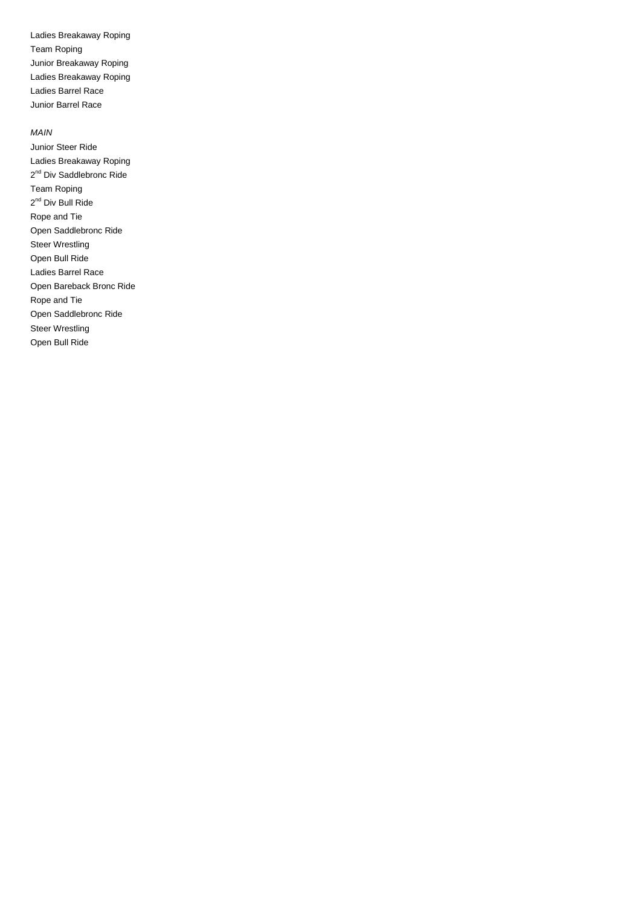Ladies Breakaway Roping
Team Roping
Junior Breakaway Roping
Ladies Breakaway Roping
Ladies Barrel Race
Junior Barrel Race

*MAIN*

Junior Steer Ride
Ladies Breakaway Roping
2nd Div Saddlebronc Ride
Team Roping
2nd Div Bull Ride
Rope and Tie
Open Saddlebronc Ride
Steer Wrestling
Open Bull Ride
Ladies Barrel Race
Open Bareback Bronc Ride
Rope and Tie
Open Saddlebronc Ride
Steer Wrestling
Open Bull Ride